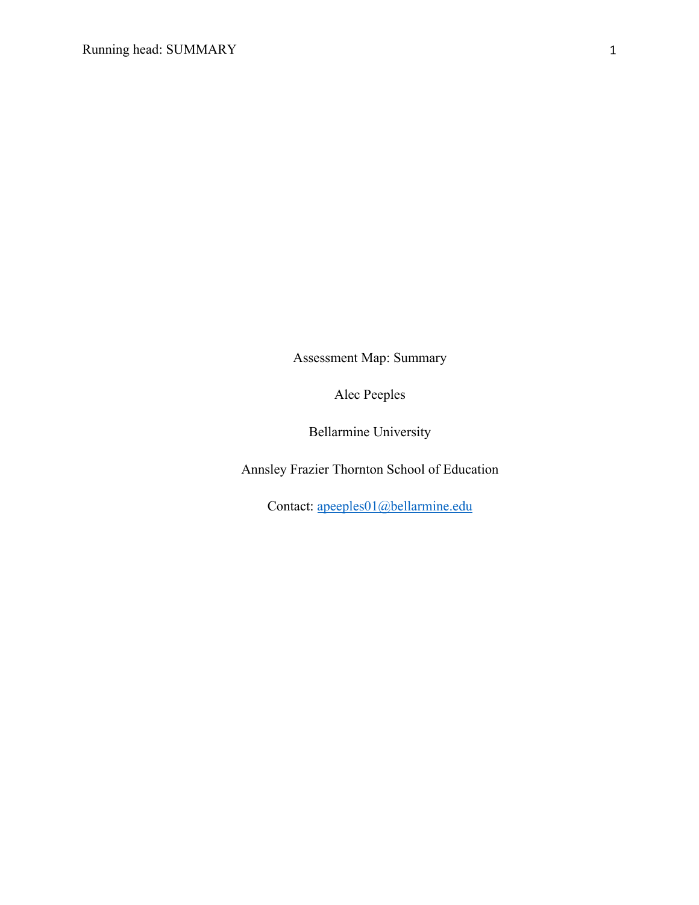Assessment Map: Summary

Alec Peeples

Bellarmine University

Annsley Frazier Thornton School of Education

Contact: apeeples01@bellarmine.edu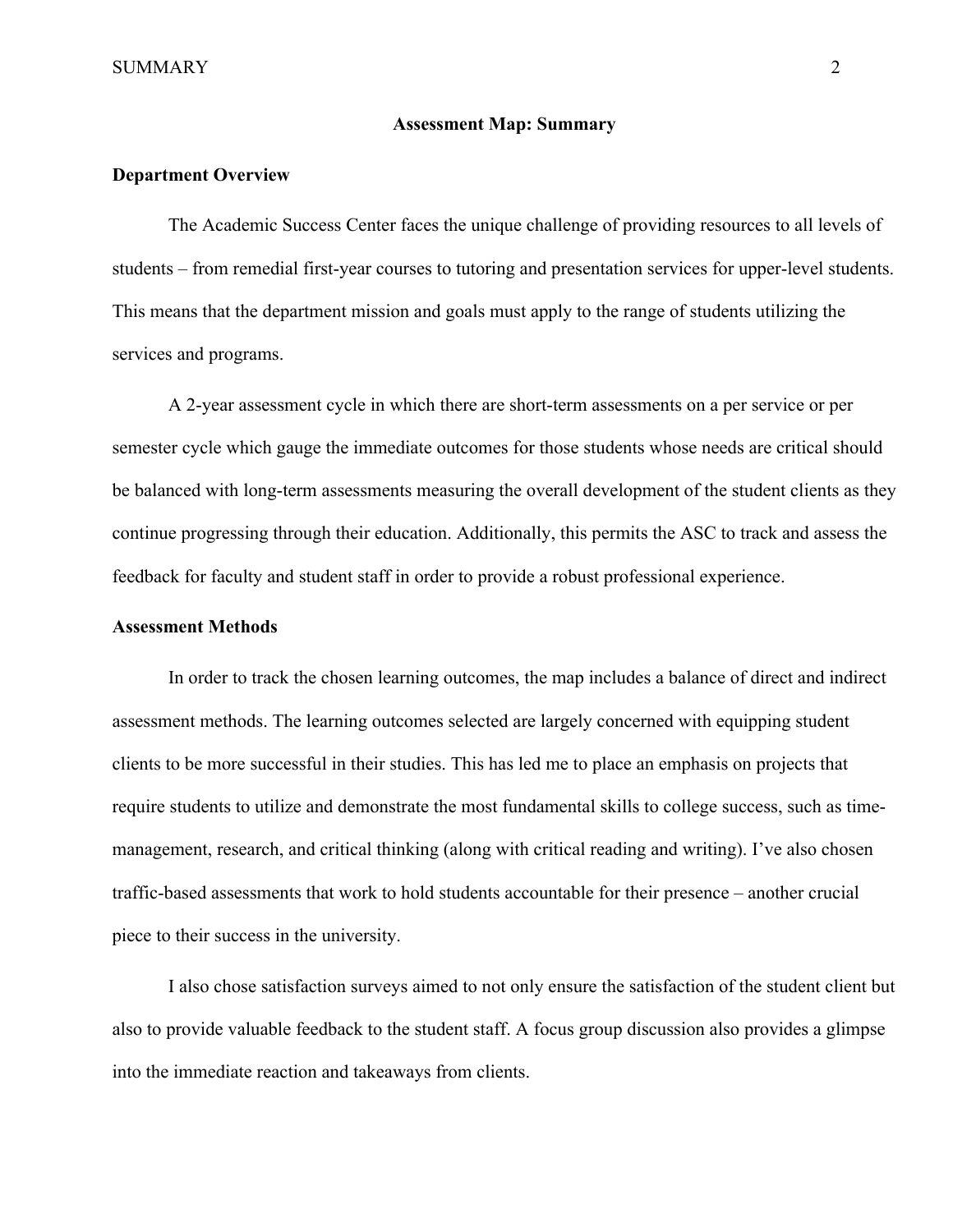# Assessment Map: Summary

## Department Overview

The Academic Success Center faces the unique challenge of providing resources to all levels of students – from remedial first-year courses to tutoring and presentation services for upper-level students. This means that the department mission and goals must apply to the range of students utilizing the services and programs.

A 2-year assessment cycle in which there are short-term assessments on a per service or per semester cycle which gauge the immediate outcomes for those students whose needs are critical should be balanced with long-term assessments measuring the overall development of the student clients as they continue progressing through their education. Additionally, this permits the ASC to track and assess the feedback for faculty and student staff in order to provide a robust professional experience.

## Assessment Methods

In order to track the chosen learning outcomes, the map includes a balance of direct and indirect assessment methods. The learning outcomes selected are largely concerned with equipping student clients to be more successful in their studies. This has led me to place an emphasis on projects that require students to utilize and demonstrate the most fundamental skills to college success, such as time-management, research, and critical thinking (along with critical reading and writing). I've also chosen traffic-based assessments that work to hold students accountable for their presence – another crucial piece to their success in the university.

I also chose satisfaction surveys aimed to not only ensure the satisfaction of the student client but also to provide valuable feedback to the student staff. A focus group discussion also provides a glimpse into the immediate reaction and takeaways from clients.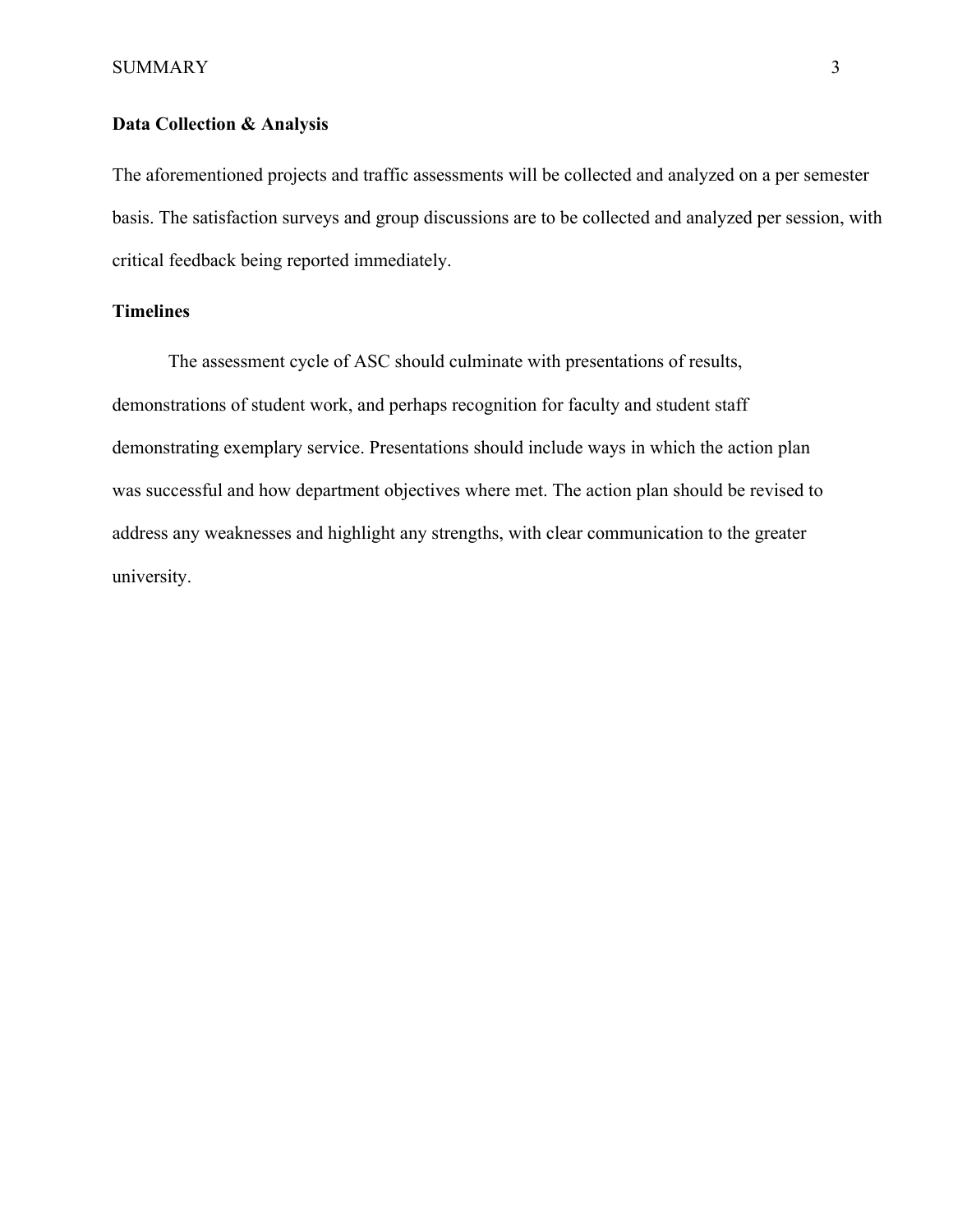**Data Collection & Analysis**

The aforementioned projects and traffic assessments will be collected and analyzed on a per semester basis. The satisfaction surveys and group discussions are to be collected and analyzed per session, with critical feedback being reported immediately.

**Timelines**

The assessment cycle of ASC should culminate with presentations of results, demonstrations of student work, and perhaps recognition for faculty and student staff demonstrating exemplary service. Presentations should include ways in which the action plan was successful and how department objectives where met. The action plan should be revised to address any weaknesses and highlight any strengths, with clear communication to the greater university.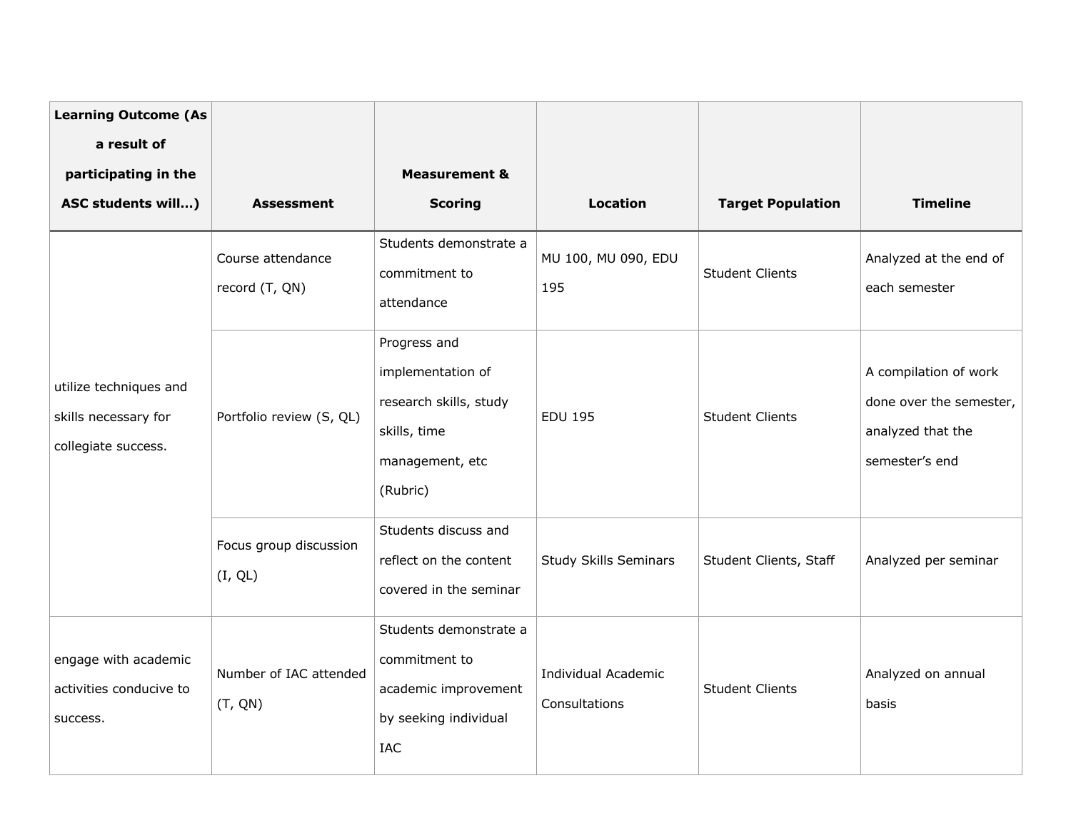| Learning Outcome (As a result of participating in the ASC students will…) | Assessment | Measurement & Scoring | Location | Target Population | Timeline |
|---|---|---|---|---|---|
| utilize techniques and skills necessary for collegiate success. | Course attendance record (T, QN) | Students demonstrate a commitment to attendance | MU 100, MU 090, EDU 195 | Student Clients | Analyzed at the end of each semester |
| | Portfolio review (S, QL) | Progress and implementation of research skills, study skills, time management, etc (Rubric) | EDU 195 | Student Clients | A compilation of work done over the semester, analyzed that the semester's end |
| | Focus group discussion (I, QL) | Students discuss and reflect on the content covered in the seminar | Study Skills Seminars | Student Clients, Staff | Analyzed per seminar |
| engage with academic activities conducive to success. | Number of IAC attended (T, QN) | Students demonstrate a commitment to academic improvement by seeking individual IAC | Individual Academic Consultations | Student Clients | Analyzed on annual basis |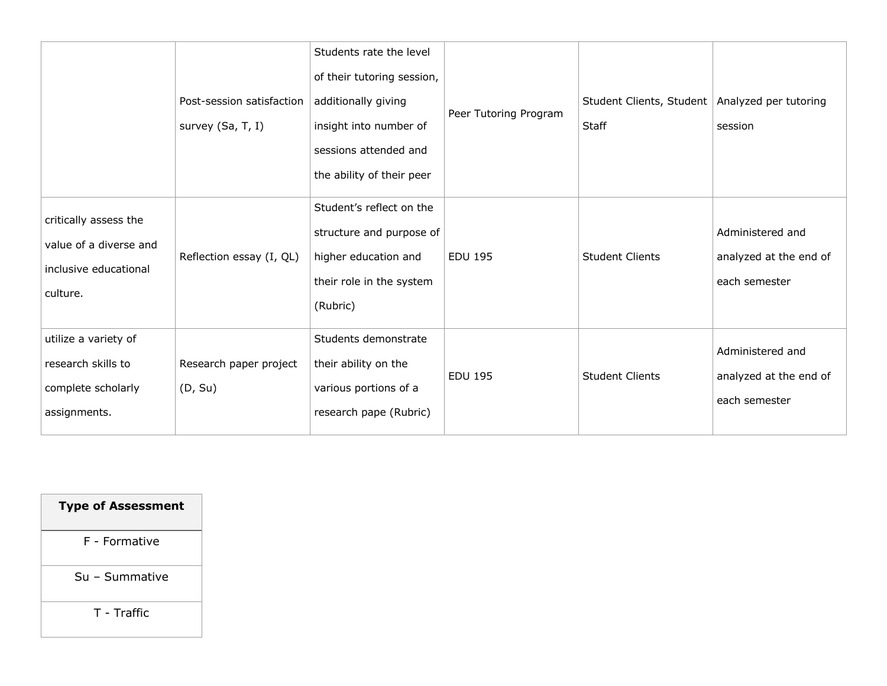| | | | | | |
|---|---|---|---|---|---|
| | Post-session satisfaction survey (Sa, T, I) | Students rate the level of their tutoring session, additionally giving insight into number of sessions attended and the ability of their peer | Peer Tutoring Program | Student Clients, Student Staff | Analyzed per tutoring session |
| critically assess the value of a diverse and inclusive educational culture. | Reflection essay (I, QL) | Student's reflect on the structure and purpose of higher education and their role in the system (Rubric) | EDU 195 | Student Clients | Administered and analyzed at the end of each semester |
| utilize a variety of research skills to complete scholarly assignments. | Research paper project (D, Su) | Students demonstrate their ability on the various portions of a research pape (Rubric) | EDU 195 | Student Clients | Administered and analyzed at the end of each semester |

| **Type of Assessment** |
|---|
| F - Formative |
| Su – Summative |
| T - Traffic |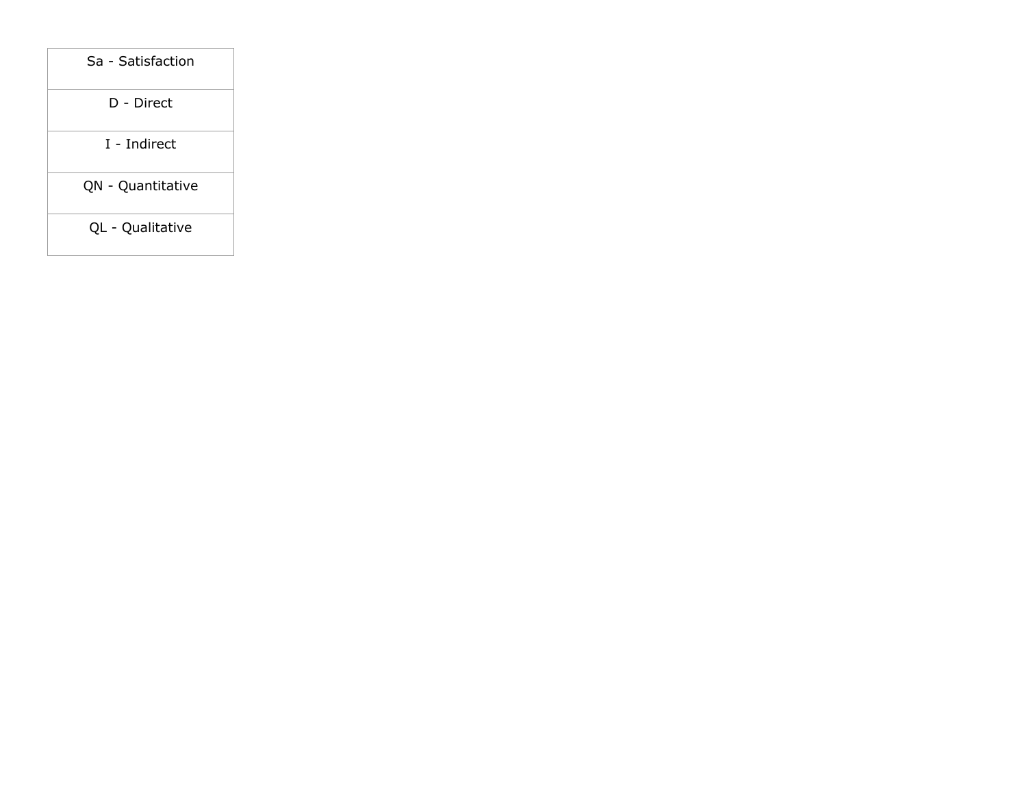| |
|---|
| Sa - Satisfaction |
| D - Direct |
| I - Indirect |
| QN - Quantitative |
| QL - Qualitative |